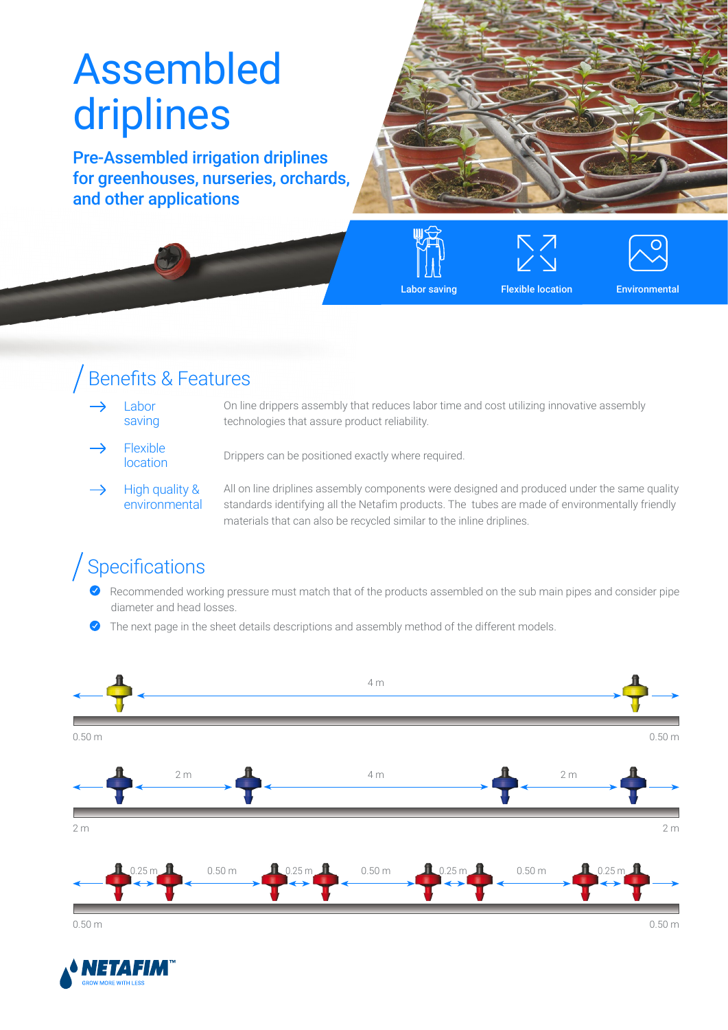# Assembled driplines

## Pre-Assembled irrigation driplines for greenhouses, nurseries, orchards, and other applications

Labor saving

Flexible location

Environmental

## Benefits & Features

- **Labor saving** — On line drippers assembly that reduces labor time and cost utilizing innovative assembly technologies that assure product reliability.
- **Flexible location** — Drippers can be positioned exactly where required.
- **High quality & environmental** — All on line driplines assembly components were designed and produced under the same quality standards identifying all the Netafim products. The tubes are made of environmentally friendly materials that can also be recycled similar to the inline driplines.

## Specifications

- Recommended working pressure must match that of the products assembled on the sub main pipes and consider pipe diameter and head losses.
- The next page in the sheet details descriptions and assembly method of the different models.

0.50 m — 4 m — 0.50 m

2 m — 2 m — 4 m — 2 m — 2 m

0.50 m — 0.25 m — 0.50 m — 0.25 m — 0.50 m — 0.25 m — 0.50 m — 0.25 m — 0.50 m

NETAFIM™ GROW MORE WITH LESS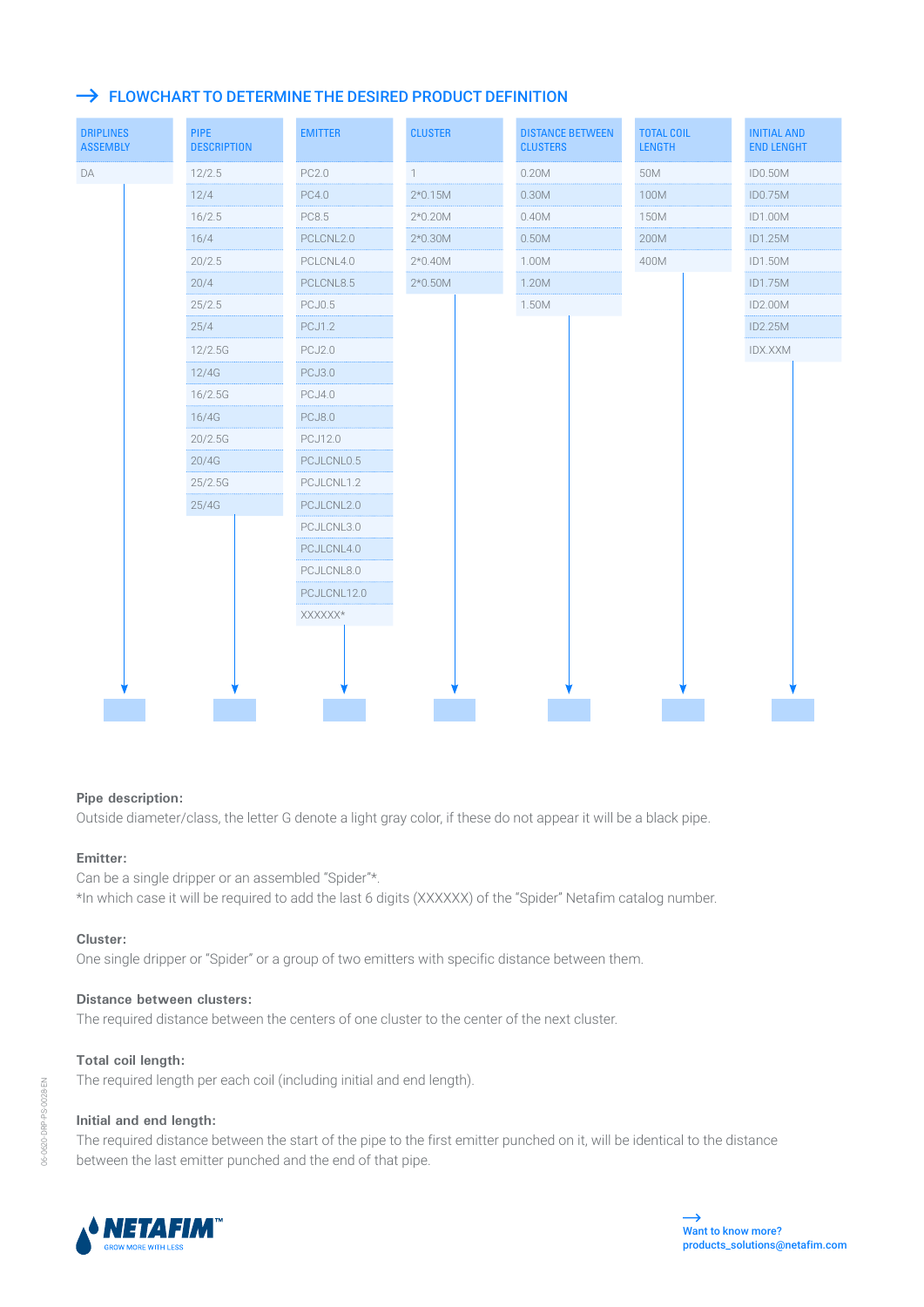## FLOWCHART TO DETERMINE THE DESIRED PRODUCT DEFINITION

| DRIPLINES ASSEMBLY | PIPE DESCRIPTION | EMITTER | CLUSTER | DISTANCE BETWEEN CLUSTERS | TOTAL COIL LENGTH | INITIAL AND END LENGHT |
|---|---|---|---|---|---|---|
| DA | 12/2.5 | PC2.0 | 1 | 0.20M | 50M | ID0.50M |
| | 12/4 | PC4.0 | 2*0.15M | 0.30M | 100M | ID0.75M |
| | 16/2.5 | PC8.5 | 2*0.20M | 0.40M | 150M | ID1.00M |
| | 16/4 | PCLCNL2.0 | 2*0.30M | 0.50M | 200M | ID1.25M |
| | 20/2.5 | PCLCNL4.0 | 2*0.40M | 1.00M | 400M | ID1.50M |
| | 20/4 | PCLCNL8.5 | 2*0.50M | 1.20M | | ID1.75M |
| | 25/2.5 | PCJ0.5 | | 1.50M | | ID2.00M |
| | 25/4 | PCJ1.2 | | | | ID2.25M |
| | 12/2.5G | PCJ2.0 | | | | IDX.XXM |
| | 12/4G | PCJ3.0 | | | | |
| | 16/2.5G | PCJ4.0 | | | | |
| | 16/4G | PCJ8.0 | | | | |
| | 20/2.5G | PCJ12.0 | | | | |
| | 20/4G | PCJLCNL0.5 | | | | |
| | 25/2.5G | PCJLCNL1.2 | | | | |
| | 25/4G | PCJLCNL2.0 | | | | |
| | | PCJLCNL3.0 | | | | |
| | | PCJLCNL4.0 | | | | |
| | | PCJLCNL8.0 | | | | |
| | | PCJLCNL12.0 | | | | |
| | | XXXXXX* | | | | |

**Pipe description:**
Outside diameter/class, the letter G denote a light gray color, if these do not appear it will be a black pipe.

**Emitter:**
Can be a single dripper or an assembled "Spider"*.
*In which case it will be required to add the last 6 digits (XXXXXX) of the "Spider" Netafim catalog number.

**Cluster:**
One single dripper or "Spider" or a group of two emitters with specific distance between them.

**Distance between clusters:**
The required distance between the centers of one cluster to the center of the next cluster.

**Total coil length:**
The required length per each coil (including initial and end length).

**Initial and end length:**
The required distance between the start of the pipe to the first emitter punched on it, will be identical to the distance between the last emitter punched and the end of that pipe.

NETAFIM™ GROW MORE WITH LESS

Want to know more?
products_solutions@netafim.com